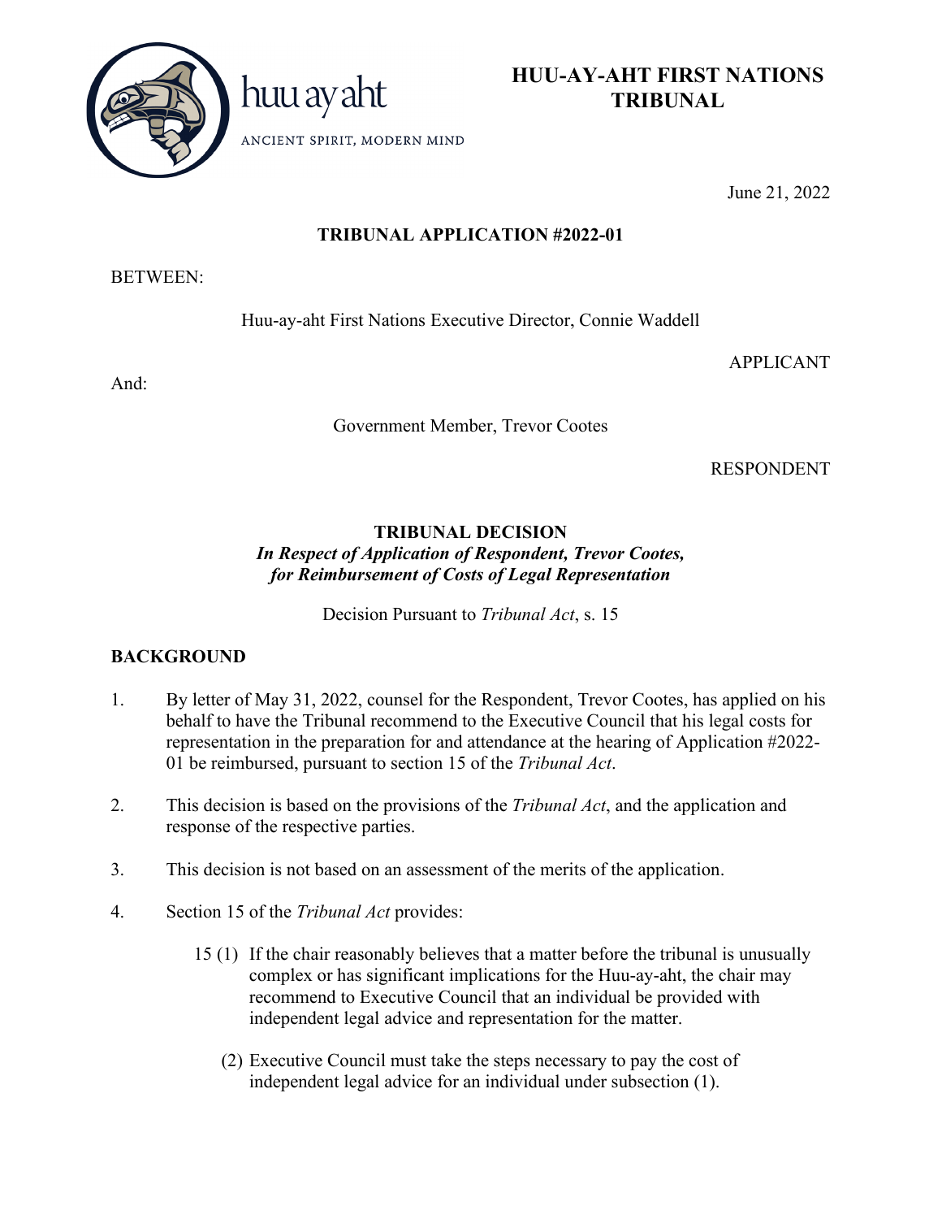huu ay aht

ANCIENT SPIRIT, MODERN MIND

# HUU-AY-AHT FIRST NATIONS TRIBUNAL

June 21, 2022

**TRIBUNAL APPLICATION #2022-01**

BETWEEN:

Huu-ay-aht First Nations Executive Director, Connie Waddell

APPLICANT

And:

Government Member, Trevor Cootes

RESPONDENT

**TRIBUNAL DECISION**
***In Respect of Application of Respondent, Trevor Cootes, for Reimbursement of Costs of Legal Representation***

Decision Pursuant to *Tribunal Act*, s. 15

## BACKGROUND

1. By letter of May 31, 2022, counsel for the Respondent, Trevor Cootes, has applied on his behalf to have the Tribunal recommend to the Executive Council that his legal costs for representation in the preparation for and attendance at the hearing of Application #2022-01 be reimbursed, pursuant to section 15 of the *Tribunal Act*.

2. This decision is based on the provisions of the *Tribunal Act*, and the application and response of the respective parties.

3. This decision is not based on an assessment of the merits of the application.

4. Section 15 of the *Tribunal Act* provides:

   15 (1) If the chair reasonably believes that a matter before the tribunal is unusually complex or has significant implications for the Huu-ay-aht, the chair may recommend to Executive Council that an individual be provided with independent legal advice and representation for the matter.

   (2) Executive Council must take the steps necessary to pay the cost of independent legal advice for an individual under subsection (1).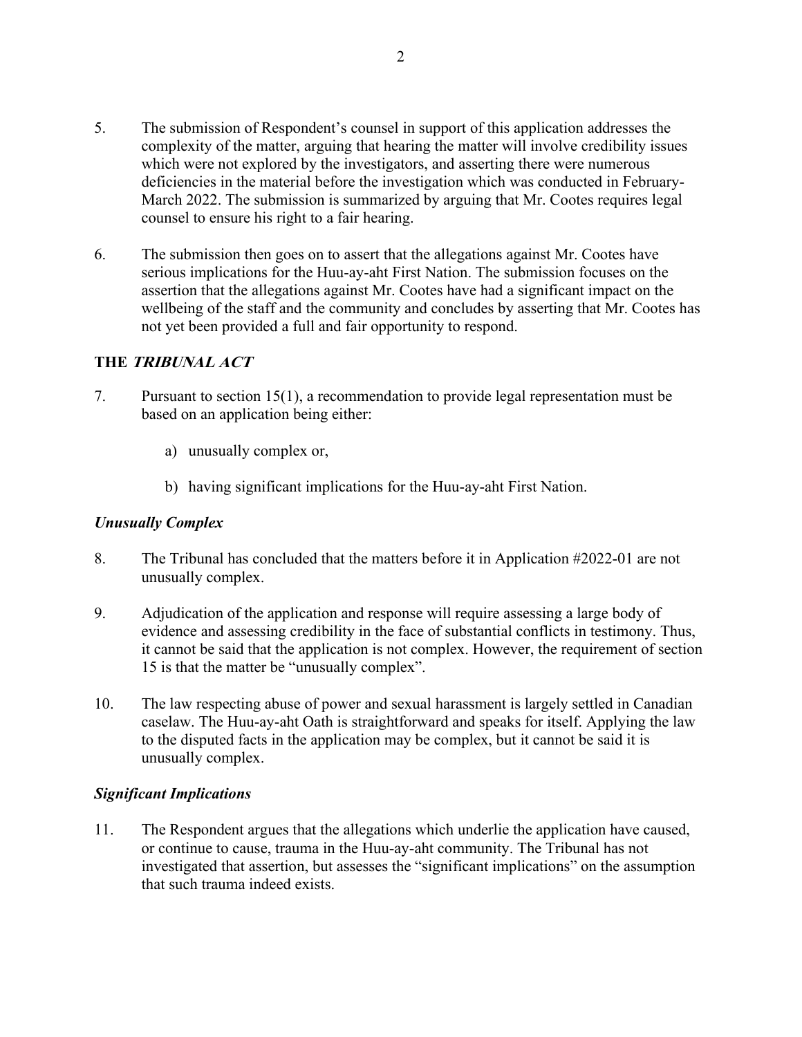5. The submission of Respondent's counsel in support of this application addresses the complexity of the matter, arguing that hearing the matter will involve credibility issues which were not explored by the investigators, and asserting there were numerous deficiencies in the material before the investigation which was conducted in February-March 2022. The submission is summarized by arguing that Mr. Cootes requires legal counsel to ensure his right to a fair hearing.

6. The submission then goes on to assert that the allegations against Mr. Cootes have serious implications for the Huu-ay-aht First Nation. The submission focuses on the assertion that the allegations against Mr. Cootes have had a significant impact on the wellbeing of the staff and the community and concludes by asserting that Mr. Cootes has not yet been provided a full and fair opportunity to respond.

## THE *TRIBUNAL ACT*

7. Pursuant to section 15(1), a recommendation to provide legal representation must be based on an application being either:

   a) unusually complex or,

   b) having significant implications for the Huu-ay-aht First Nation.

### *Unusually Complex*

8. The Tribunal has concluded that the matters before it in Application #2022-01 are not unusually complex.

9. Adjudication of the application and response will require assessing a large body of evidence and assessing credibility in the face of substantial conflicts in testimony. Thus, it cannot be said that the application is not complex. However, the requirement of section 15 is that the matter be "unusually complex".

10. The law respecting abuse of power and sexual harassment is largely settled in Canadian caselaw. The Huu-ay-aht Oath is straightforward and speaks for itself. Applying the law to the disputed facts in the application may be complex, but it cannot be said it is unusually complex.

### *Significant Implications*

11. The Respondent argues that the allegations which underlie the application have caused, or continue to cause, trauma in the Huu-ay-aht community. The Tribunal has not investigated that assertion, but assesses the "significant implications" on the assumption that such trauma indeed exists.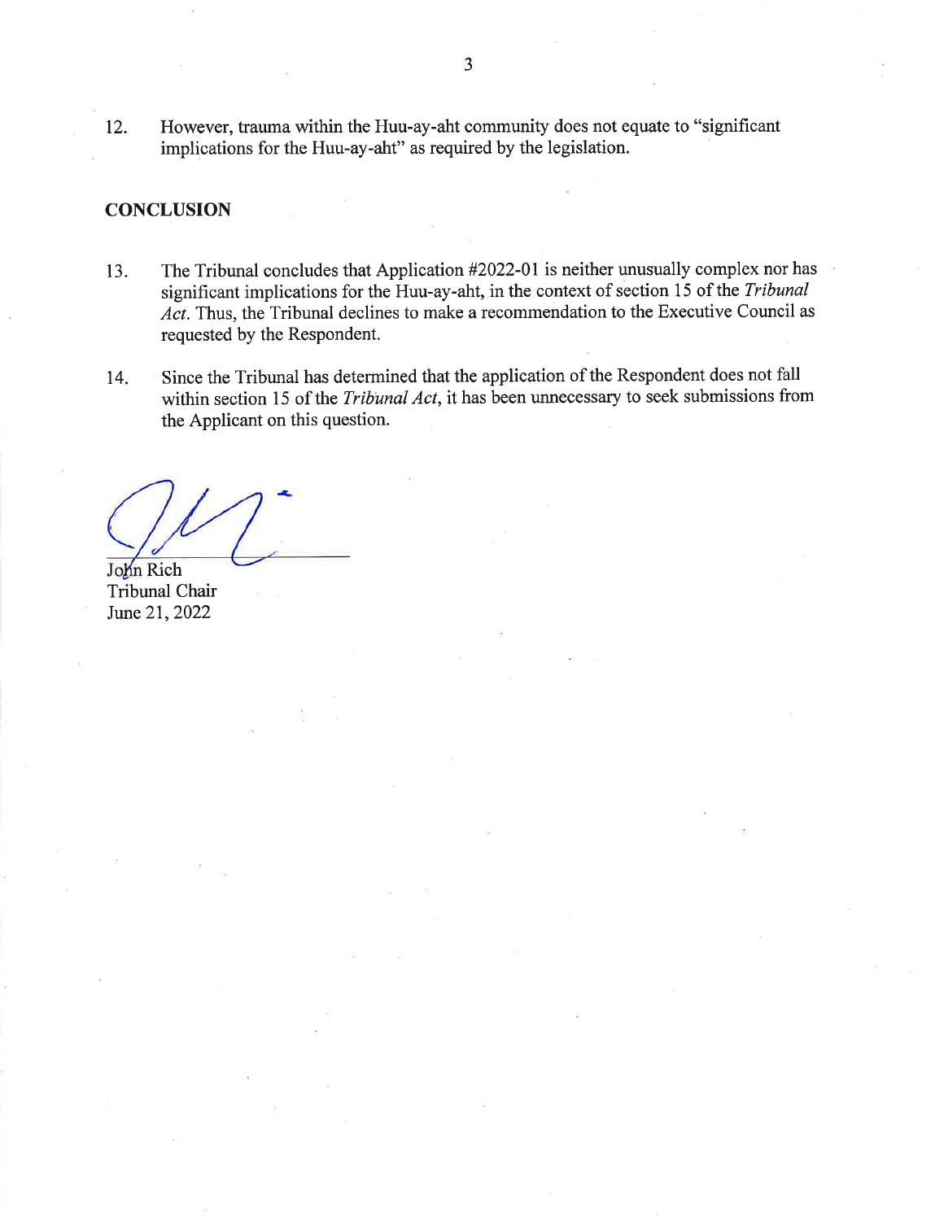12. However, trauma within the Huu-ay-aht community does not equate to "significant implications for the Huu-ay-aht" as required by the legislation.

## CONCLUSION

13. The Tribunal concludes that Application #2022-01 is neither unusually complex nor has significant implications for the Huu-ay-aht, in the context of section 15 of the *Tribunal Act*. Thus, the Tribunal declines to make a recommendation to the Executive Council as requested by the Respondent.

14. Since the Tribunal has determined that the application of the Respondent does not fall within section 15 of the *Tribunal Act*, it has been unnecessary to seek submissions from the Applicant on this question.

John Rich
Tribunal Chair
June 21, 2022